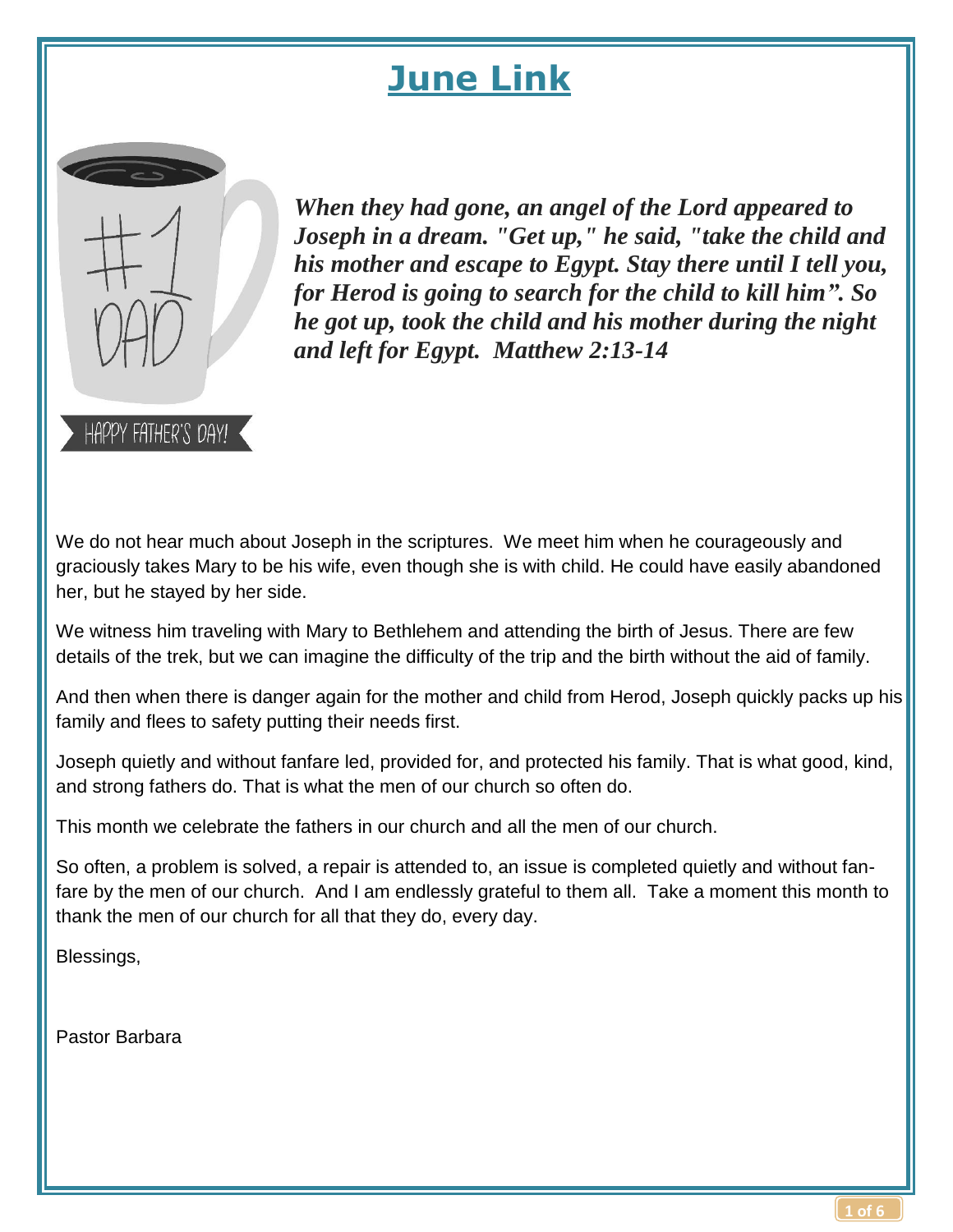# June Link

***When they had gone, an angel of the Lord appeared to Joseph in a dream. "Get up," he said, "take the child and his mother and escape to Egypt. Stay there until I tell you, for Herod is going to search for the child to kill him". So he got up, took the child and his mother during the night and left for Egypt. Matthew 2:13-14***

We do not hear much about Joseph in the scriptures. We meet him when he courageously and graciously takes Mary to be his wife, even though she is with child. He could have easily abandoned her, but he stayed by her side.

We witness him traveling with Mary to Bethlehem and attending the birth of Jesus. There are few details of the trek, but we can imagine the difficulty of the trip and the birth without the aid of family.

And then when there is danger again for the mother and child from Herod, Joseph quickly packs up his family and flees to safety putting their needs first.

Joseph quietly and without fanfare led, provided for, and protected his family. That is what good, kind, and strong fathers do. That is what the men of our church so often do.

This month we celebrate the fathers in our church and all the men of our church.

So often, a problem is solved, a repair is attended to, an issue is completed quietly and without fanfare by the men of our church. And I am endlessly grateful to them all. Take a moment this month to thank the men of our church for all that they do, every day.

Blessings,

Pastor Barbara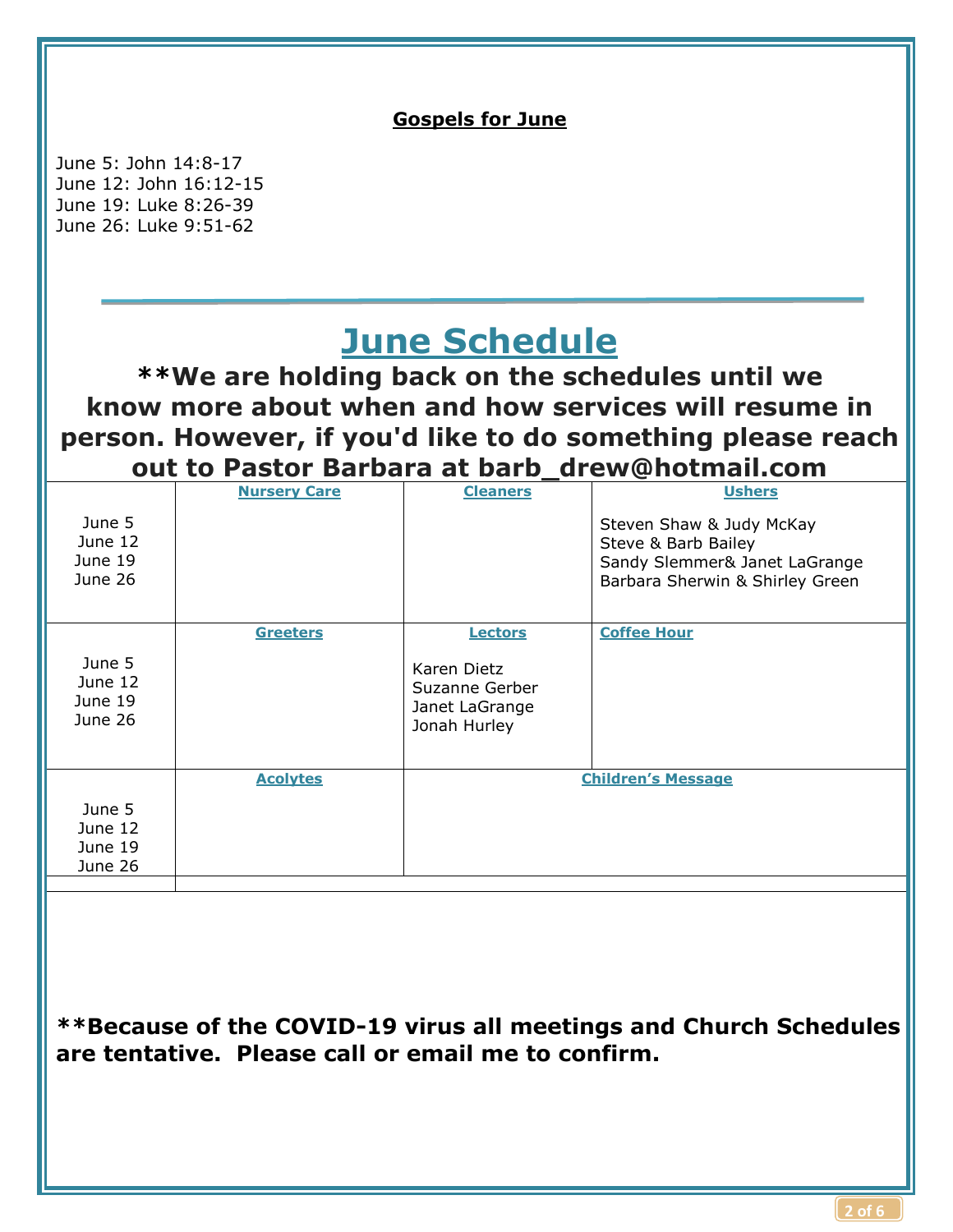**Gospels for June**

June 5: John 14:8-17
June 12: John 16:12-15
June 19: Luke 8:26-39
June 26: Luke 9:51-62

---

# June Schedule

**\*\*We are holding back on the schedules until we know more about when and how services will resume in person. However, if you'd like to do something please reach out to Pastor Barbara at barb_drew@hotmail.com**

| | Nursery Care | Cleaners | Ushers |
|---|---|---|---|
| June 5<br>June 12<br>June 19<br>June 26 | | | Steven Shaw & Judy McKay<br>Steve & Barb Bailey<br>Sandy Slemmer& Janet LaGrange<br>Barbara Sherwin & Shirley Green |

| | Greeters | Lectors | Coffee Hour |
|---|---|---|---|
| June 5<br>June 12<br>June 19<br>June 26 | | Karen Dietz<br>Suzanne Gerber<br>Janet LaGrange<br>Jonah Hurley | |

| | Acolytes | Children's Message |
|---|---|---|
| June 5<br>June 12<br>June 19<br>June 26 | | |

**\*\*Because of the COVID-19 virus all meetings and Church Schedules are tentative. Please call or email me to confirm.**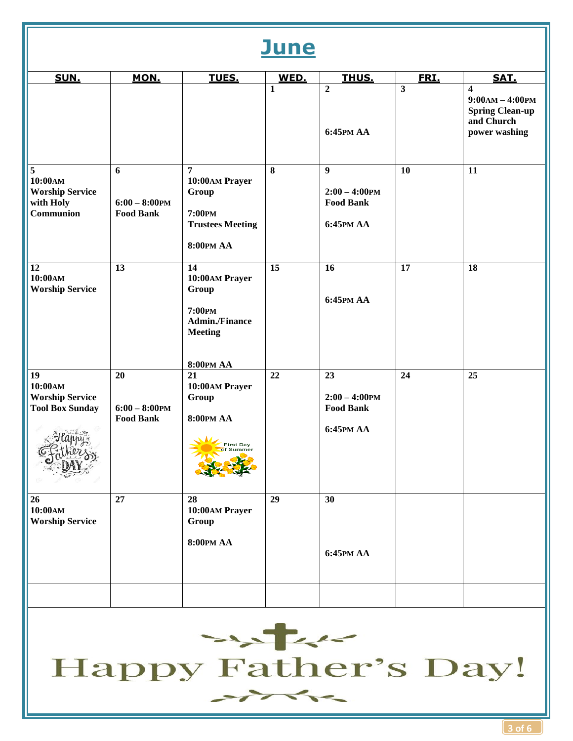# June

| SUN. | MON. | TUES. | WED. | THUS. | FRI. | SAT. |
|---|---|---|---|---|---|---|
| | | | 1 | 2<br><br>6:45PM AA | 3 | 4<br>9:00AM – 4:00PM Spring Clean-up and Church power washing |
| 5<br>10:00AM Worship Service with Holy Communion | 6<br><br>6:00 – 8:00PM Food Bank | 7<br>10:00AM Prayer Group<br><br>7:00PM Trustees Meeting<br><br>8:00PM AA | 8 | 9<br><br>2:00 – 4:00PM Food Bank<br><br>6:45PM AA | 10 | 11 |
| 12<br>10:00AM Worship Service | 13 | 14<br>10:00AM Prayer Group<br><br>7:00PM Admin./Finance Meeting<br><br>8:00PM AA | 15 | 16<br><br>6:45PM AA | 17 | 18 |
| 19<br>10:00AM Worship Service Tool Box Sunday<br><br>Happy Fathers DAY | 20<br><br>6:00 – 8:00PM Food Bank | 21<br>10:00AM Prayer Group<br><br>8:00PM AA<br><br>First Day of Summer | 22 | 23<br><br>2:00 – 4:00PM Food Bank<br><br>6:45PM AA | 24 | 25 |
| 26<br>10:00AM Worship Service | 27 | 28<br>10:00AM Prayer Group<br><br>8:00PM AA | 29 | 30<br><br>6:45PM AA | | |
| | | | | | | |

Happy Father's Day!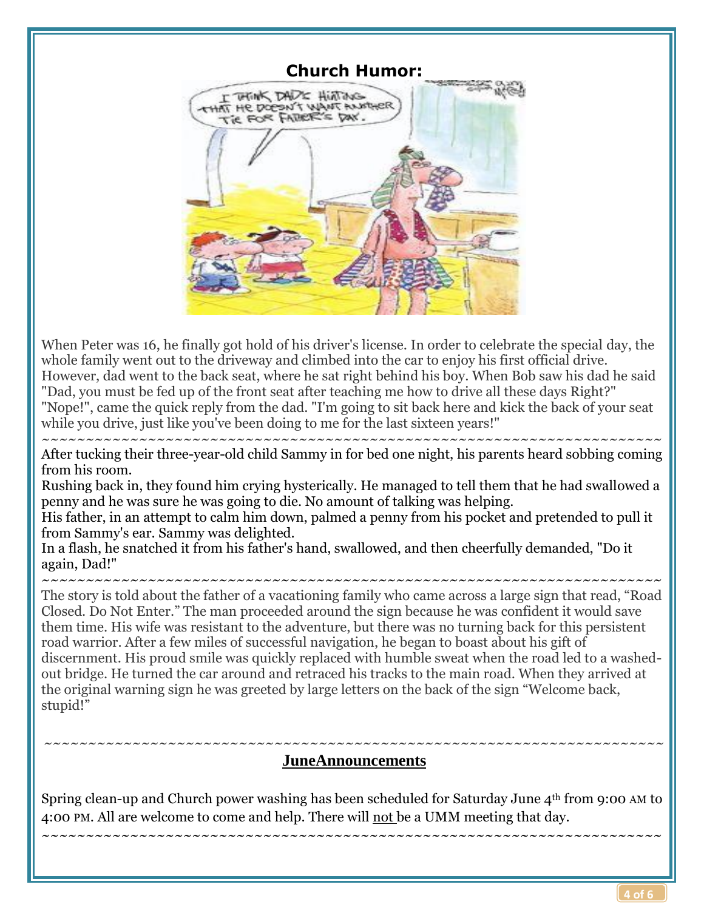## Church Humor:

When Peter was 16, he finally got hold of his driver's license. In order to celebrate the special day, the whole family went out to the driveway and climbed into the car to enjoy his first official drive. However, dad went to the back seat, where he sat right behind his boy. When Bob saw his dad he said "Dad, you must be fed up of the front seat after teaching me how to drive all these days Right?" "Nope!", came the quick reply from the dad. "I'm going to sit back here and kick the back of your seat while you drive, just like you've been doing to me for the last sixteen years!"

~~~~~~~~~~~~~~~~~~~~~~~~~~~~~~~~~~~~~~~~~~~~~~~~~~~~~~~~~~~~~~~~~~~~~~

After tucking their three-year-old child Sammy in for bed one night, his parents heard sobbing coming from his room.

Rushing back in, they found him crying hysterically. He managed to tell them that he had swallowed a penny and he was sure he was going to die. No amount of talking was helping.

His father, in an attempt to calm him down, palmed a penny from his pocket and pretended to pull it from Sammy's ear. Sammy was delighted.

In a flash, he snatched it from his father's hand, swallowed, and then cheerfully demanded, "Do it again, Dad!"

~~~~~~~~~~~~~~~~~~~~~~~~~~~~~~~~~~~~~~~~~~~~~~~~~~~~~~~~~~~~~~~~~~~~~~

The story is told about the father of a vacationing family who came across a large sign that read, "Road Closed. Do Not Enter." The man proceeded around the sign because he was confident it would save them time. His wife was resistant to the adventure, but there was no turning back for this persistent road warrior. After a few miles of successful navigation, he began to boast about his gift of discernment. His proud smile was quickly replaced with humble sweat when the road led to a washed-out bridge. He turned the car around and retraced his tracks to the main road. When they arrived at the original warning sign he was greeted by large letters on the back of the sign "Welcome back, stupid!"

~~~~~~~~~~~~~~~~~~~~~~~~~~~~~~~~~~~~~~~~~~~~~~~~~~~~~~~~~~~~~~~~~~~~~~

## JuneAnnouncements

Spring clean-up and Church power washing has been scheduled for Saturday June 4th from 9:00 AM to 4:00 PM. All are welcome to come and help. There will not be a UMM meeting that day.

~~~~~~~~~~~~~~~~~~~~~~~~~~~~~~~~~~~~~~~~~~~~~~~~~~~~~~~~~~~~~~~~~~~~~~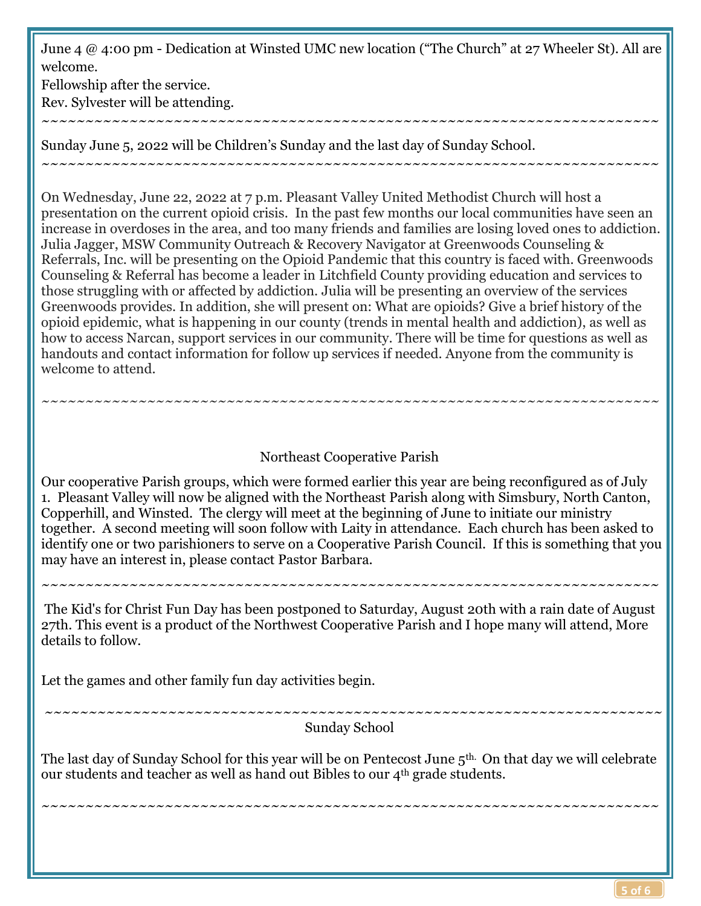June 4 @ 4:00 pm - Dedication at Winsted UMC new location ("The Church" at 27 Wheeler St). All are welcome.
Fellowship after the service.
Rev. Sylvester will be attending.

~~~~~~~~~~~~~~~~~~~~~~~~~~~~~~~~~~~~~~~~~~~~~~~~~~~~~~~~~~~~~~~~~~~~~~~~

Sunday June 5, 2022 will be Children's Sunday and the last day of Sunday School.

~~~~~~~~~~~~~~~~~~~~~~~~~~~~~~~~~~~~~~~~~~~~~~~~~~~~~~~~~~~~~~~~~~~~~~~~

On Wednesday, June 22, 2022 at 7 p.m. Pleasant Valley United Methodist Church will host a presentation on the current opioid crisis. In the past few months our local communities have seen an increase in overdoses in the area, and too many friends and families are losing loved ones to addiction. Julia Jagger, MSW Community Outreach & Recovery Navigator at Greenwoods Counseling & Referrals, Inc. will be presenting on the Opioid Pandemic that this country is faced with. Greenwoods Counseling & Referral has become a leader in Litchfield County providing education and services to those struggling with or affected by addiction. Julia will be presenting an overview of the services Greenwoods provides. In addition, she will present on: What are opioids? Give a brief history of the opioid epidemic, what is happening in our county (trends in mental health and addiction), as well as how to access Narcan, support services in our community. There will be time for questions as well as handouts and contact information for follow up services if needed. Anyone from the community is welcome to attend.

~~~~~~~~~~~~~~~~~~~~~~~~~~~~~~~~~~~~~~~~~~~~~~~~~~~~~~~~~~~~~~~~~~~~~~~~

## Northeast Cooperative Parish

Our cooperative Parish groups, which were formed earlier this year are being reconfigured as of July 1. Pleasant Valley will now be aligned with the Northeast Parish along with Simsbury, North Canton, Copperhill, and Winsted. The clergy will meet at the beginning of June to initiate our ministry together. A second meeting will soon follow with Laity in attendance. Each church has been asked to identify one or two parishioners to serve on a Cooperative Parish Council. If this is something that you may have an interest in, please contact Pastor Barbara.

~~~~~~~~~~~~~~~~~~~~~~~~~~~~~~~~~~~~~~~~~~~~~~~~~~~~~~~~~~~~~~~~~~~~~~~~

The Kid's for Christ Fun Day has been postponed to Saturday, August 20th with a rain date of August 27th. This event is a product of the Northwest Cooperative Parish and I hope many will attend, More details to follow.

Let the games and other family fun day activities begin.

~~~~~~~~~~~~~~~~~~~~~~~~~~~~~~~~~~~~~~~~~~~~~~~~~~~~~~~~~~~~~~~~~~~~~~~~

## Sunday School

The last day of Sunday School for this year will be on Pentecost June 5th. On that day we will celebrate our students and teacher as well as hand out Bibles to our 4th grade students.

~~~~~~~~~~~~~~~~~~~~~~~~~~~~~~~~~~~~~~~~~~~~~~~~~~~~~~~~~~~~~~~~~~~~~~~~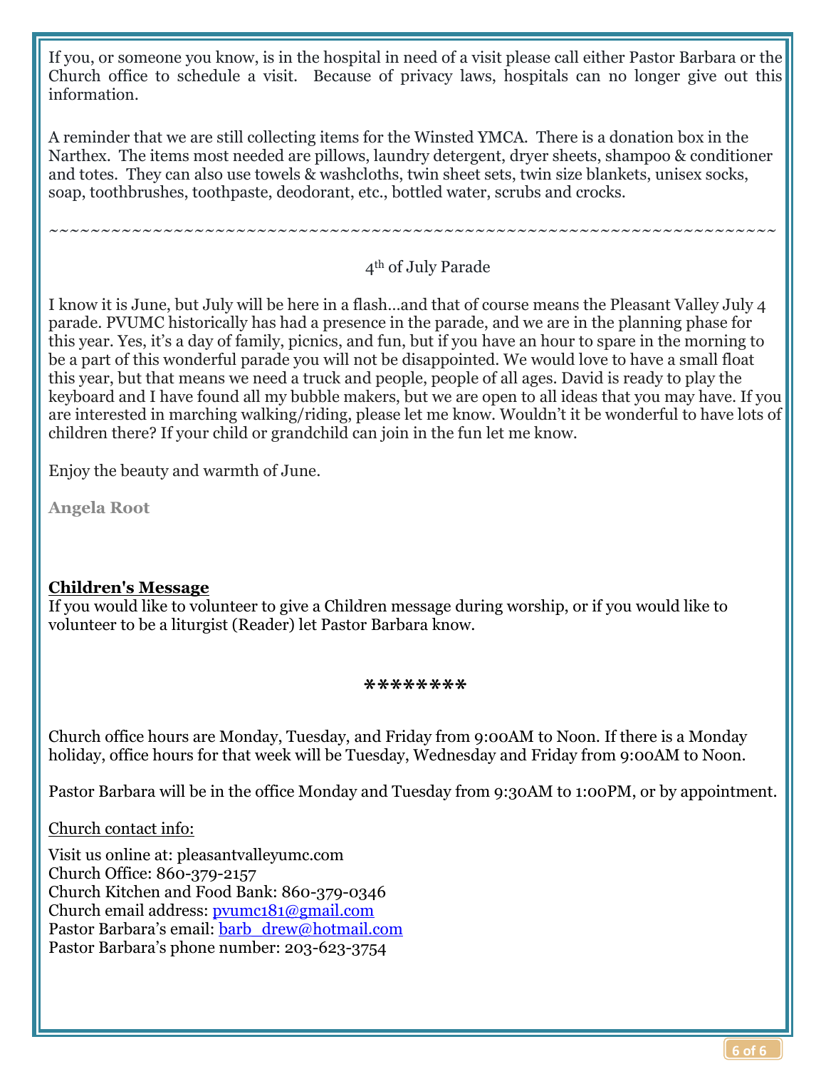If you, or someone you know, is in the hospital in need of a visit please call either Pastor Barbara or the Church office to schedule a visit. Because of privacy laws, hospitals can no longer give out this information.

A reminder that we are still collecting items for the Winsted YMCA. There is a donation box in the Narthex. The items most needed are pillows, laundry detergent, dryer sheets, shampoo & conditioner and totes. They can also use towels & washcloths, twin sheet sets, twin size blankets, unisex socks, soap, toothbrushes, toothpaste, deodorant, etc., bottled water, scrubs and crocks.

~~~~~~~~~~~~~~~~~~~~~~~~~~~~~~~~~~~~~~~~~~~~~~~~~~~~~~~~~~~~~~~~~~~~~~

4th of July Parade

I know it is June, but July will be here in a flash…and that of course means the Pleasant Valley July 4 parade. PVUMC historically has had a presence in the parade, and we are in the planning phase for this year. Yes, it's a day of family, picnics, and fun, but if you have an hour to spare in the morning to be a part of this wonderful parade you will not be disappointed. We would love to have a small float this year, but that means we need a truck and people, people of all ages. David is ready to play the keyboard and I have found all my bubble makers, but we are open to all ideas that you may have. If you are interested in marching walking/riding, please let me know. Wouldn't it be wonderful to have lots of children there? If your child or grandchild can join in the fun let me know.

Enjoy the beauty and warmth of June.

**Angela Root**

**Children's Message**

If you would like to volunteer to give a Children message during worship, or if you would like to volunteer to be a liturgist (Reader) let Pastor Barbara know.

********

Church office hours are Monday, Tuesday, and Friday from 9:00AM to Noon. If there is a Monday holiday, office hours for that week will be Tuesday, Wednesday and Friday from 9:00AM to Noon.

Pastor Barbara will be in the office Monday and Tuesday from 9:30AM to 1:00PM, or by appointment.

Church contact info:

Visit us online at: pleasantvalleyumc.com
Church Office: 860-379-2157
Church Kitchen and Food Bank: 860-379-0346
Church email address: pvumc181@gmail.com
Pastor Barbara's email: barb_drew@hotmail.com
Pastor Barbara's phone number: 203-623-3754